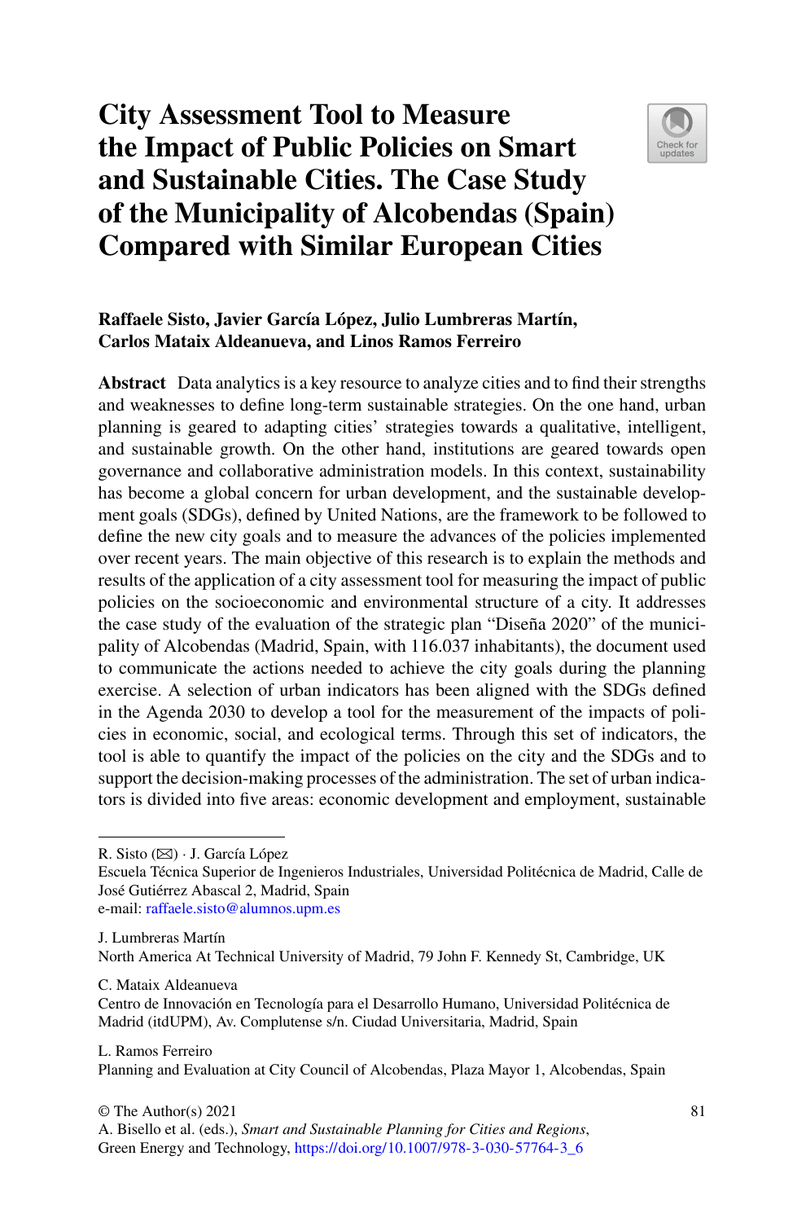# City Assessment Tool to Measure the Impact of Public Policies on Smart and Sustainable Cities. The Case Study of the Municipality of Alcobendas (Spain) Compared with Similar European Cities

**Raffaele Sisto, Javier García López, Julio Lumbreras Martín, Carlos Mataix Aldeanueva, and Linos Ramos Ferreiro**

**Abstract** Data analytics is a key resource to analyze cities and to find their strengths and weaknesses to define long-term sustainable strategies. On the one hand, urban planning is geared to adapting cities' strategies towards a qualitative, intelligent, and sustainable growth. On the other hand, institutions are geared towards open governance and collaborative administration models. In this context, sustainability has become a global concern for urban development, and the sustainable development goals (SDGs), defined by United Nations, are the framework to be followed to define the new city goals and to measure the advances of the policies implemented over recent years. The main objective of this research is to explain the methods and results of the application of a city assessment tool for measuring the impact of public policies on the socioeconomic and environmental structure of a city. It addresses the case study of the evaluation of the strategic plan "Diseña 2020" of the municipality of Alcobendas (Madrid, Spain, with 116.037 inhabitants), the document used to communicate the actions needed to achieve the city goals during the planning exercise. A selection of urban indicators has been aligned with the SDGs defined in the Agenda 2030 to develop a tool for the measurement of the impacts of policies in economic, social, and ecological terms. Through this set of indicators, the tool is able to quantify the impact of the policies on the city and the SDGs and to support the decision-making processes of the administration. The set of urban indicators is divided into five areas: economic development and employment, sustainable

---

R. Sisto (✉) · J. García López
Escuela Técnica Superior de Ingenieros Industriales, Universidad Politécnica de Madrid, Calle de José Gutiérrez Abascal 2, Madrid, Spain
e-mail: raffaele.sisto@alumnos.upm.es

J. Lumbreras Martín
North America At Technical University of Madrid, 79 John F. Kennedy St, Cambridge, UK

C. Mataix Aldeanueva
Centro de Innovación en Tecnología para el Desarrollo Humano, Universidad Politécnica de Madrid (itdUPM), Av. Complutense s/n. Ciudad Universitaria, Madrid, Spain

L. Ramos Ferreiro
Planning and Evaluation at City Council of Alcobendas, Plaza Mayor 1, Alcobendas, Spain

© The Author(s) 2021
A. Bisello et al. (eds.), *Smart and Sustainable Planning for Cities and Regions*, Green Energy and Technology, https://doi.org/10.1007/978-3-030-57764-3_6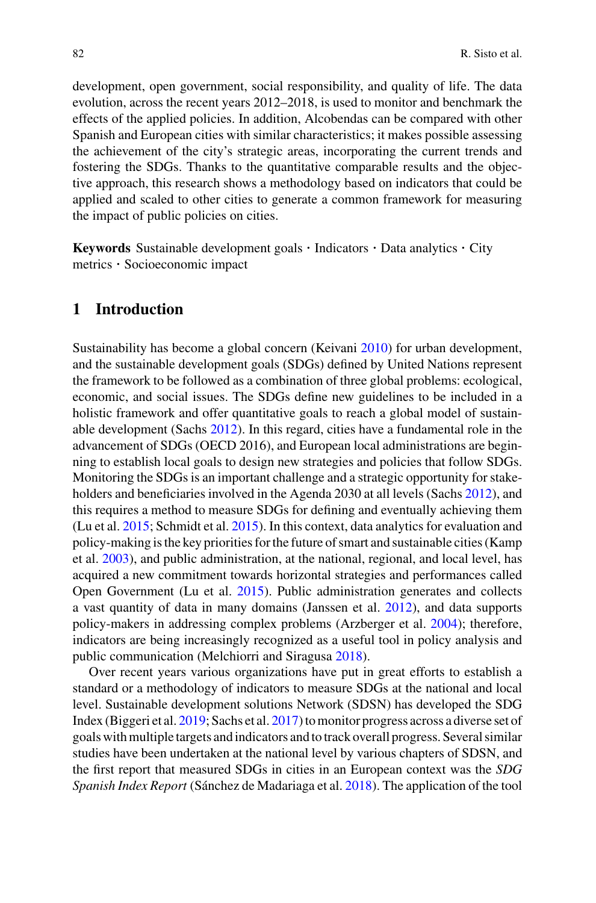development, open government, social responsibility, and quality of life. The data evolution, across the recent years 2012–2018, is used to monitor and benchmark the effects of the applied policies. In addition, Alcobendas can be compared with other Spanish and European cities with similar characteristics; it makes possible assessing the achievement of the city's strategic areas, incorporating the current trends and fostering the SDGs. Thanks to the quantitative comparable results and the objective approach, this research shows a methodology based on indicators that could be applied and scaled to other cities to generate a common framework for measuring the impact of public policies on cities.

**Keywords** Sustainable development goals · Indicators · Data analytics · City metrics · Socioeconomic impact

## 1 Introduction

Sustainability has become a global concern (Keivani 2010) for urban development, and the sustainable development goals (SDGs) defined by United Nations represent the framework to be followed as a combination of three global problems: ecological, economic, and social issues. The SDGs define new guidelines to be included in a holistic framework and offer quantitative goals to reach a global model of sustainable development (Sachs 2012). In this regard, cities have a fundamental role in the advancement of SDGs (OECD 2016), and European local administrations are beginning to establish local goals to design new strategies and policies that follow SDGs. Monitoring the SDGs is an important challenge and a strategic opportunity for stakeholders and beneficiaries involved in the Agenda 2030 at all levels (Sachs 2012), and this requires a method to measure SDGs for defining and eventually achieving them (Lu et al. 2015; Schmidt et al. 2015). In this context, data analytics for evaluation and policy-making is the key priorities for the future of smart and sustainable cities (Kamp et al. 2003), and public administration, at the national, regional, and local level, has acquired a new commitment towards horizontal strategies and performances called Open Government (Lu et al. 2015). Public administration generates and collects a vast quantity of data in many domains (Janssen et al. 2012), and data supports policy-makers in addressing complex problems (Arzberger et al. 2004); therefore, indicators are being increasingly recognized as a useful tool in policy analysis and public communication (Melchiorri and Siragusa 2018).

Over recent years various organizations have put in great efforts to establish a standard or a methodology of indicators to measure SDGs at the national and local level. Sustainable development solutions Network (SDSN) has developed the SDG Index (Biggeri et al. 2019; Sachs et al. 2017) to monitor progress across a diverse set of goals with multiple targets and indicators and to track overall progress. Several similar studies have been undertaken at the national level by various chapters of SDSN, and the first report that measured SDGs in cities in an European context was the *SDG Spanish Index Report* (Sánchez de Madariaga et al. 2018). The application of the tool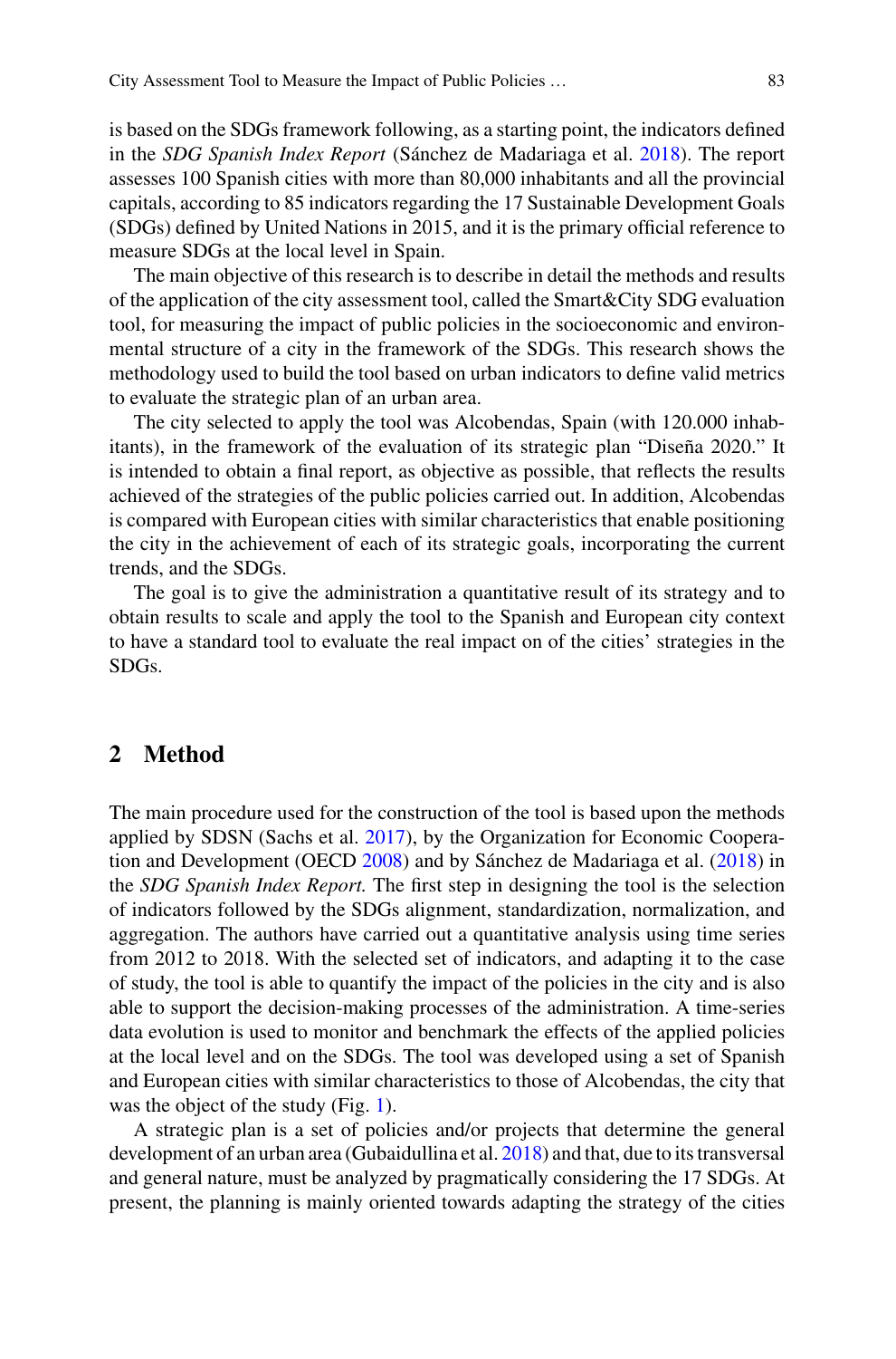is based on the SDGs framework following, as a starting point, the indicators defined in the *SDG Spanish Index Report* (Sánchez de Madariaga et al. 2018). The report assesses 100 Spanish cities with more than 80,000 inhabitants and all the provincial capitals, according to 85 indicators regarding the 17 Sustainable Development Goals (SDGs) defined by United Nations in 2015, and it is the primary official reference to measure SDGs at the local level in Spain.

The main objective of this research is to describe in detail the methods and results of the application of the city assessment tool, called the Smart&City SDG evaluation tool, for measuring the impact of public policies in the socioeconomic and environmental structure of a city in the framework of the SDGs. This research shows the methodology used to build the tool based on urban indicators to define valid metrics to evaluate the strategic plan of an urban area.

The city selected to apply the tool was Alcobendas, Spain (with 120.000 inhabitants), in the framework of the evaluation of its strategic plan "Diseña 2020." It is intended to obtain a final report, as objective as possible, that reflects the results achieved of the strategies of the public policies carried out. In addition, Alcobendas is compared with European cities with similar characteristics that enable positioning the city in the achievement of each of its strategic goals, incorporating the current trends, and the SDGs.

The goal is to give the administration a quantitative result of its strategy and to obtain results to scale and apply the tool to the Spanish and European city context to have a standard tool to evaluate the real impact on of the cities' strategies in the SDGs.

## 2 Method

The main procedure used for the construction of the tool is based upon the methods applied by SDSN (Sachs et al. 2017), by the Organization for Economic Cooperation and Development (OECD 2008) and by Sánchez de Madariaga et al. (2018) in the *SDG Spanish Index Report.* The first step in designing the tool is the selection of indicators followed by the SDGs alignment, standardization, normalization, and aggregation. The authors have carried out a quantitative analysis using time series from 2012 to 2018. With the selected set of indicators, and adapting it to the case of study, the tool is able to quantify the impact of the policies in the city and is also able to support the decision-making processes of the administration. A time-series data evolution is used to monitor and benchmark the effects of the applied policies at the local level and on the SDGs. The tool was developed using a set of Spanish and European cities with similar characteristics to those of Alcobendas, the city that was the object of the study (Fig. 1).

A strategic plan is a set of policies and/or projects that determine the general development of an urban area (Gubaidullina et al. 2018) and that, due to its transversal and general nature, must be analyzed by pragmatically considering the 17 SDGs. At present, the planning is mainly oriented towards adapting the strategy of the cities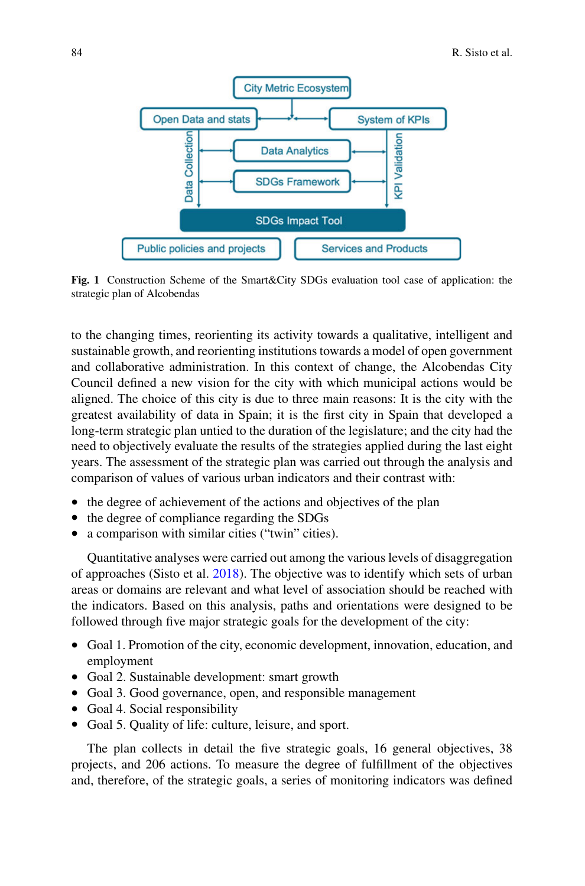Fig. 1 Construction Scheme of the Smart&City SDGs evaluation tool case of application: the strategic plan of Alcobendas

to the changing times, reorienting its activity towards a qualitative, intelligent and sustainable growth, and reorienting institutions towards a model of open government and collaborative administration. In this context of change, the Alcobendas City Council defined a new vision for the city with which municipal actions would be aligned. The choice of this city is due to three main reasons: It is the city with the greatest availability of data in Spain; it is the first city in Spain that developed a long-term strategic plan untied to the duration of the legislature; and the city had the need to objectively evaluate the results of the strategies applied during the last eight years. The assessment of the strategic plan was carried out through the analysis and comparison of values of various urban indicators and their contrast with:

- the degree of achievement of the actions and objectives of the plan
- the degree of compliance regarding the SDGs
- a comparison with similar cities ("twin" cities).

Quantitative analyses were carried out among the various levels of disaggregation of approaches (Sisto et al. 2018). The objective was to identify which sets of urban areas or domains are relevant and what level of association should be reached with the indicators. Based on this analysis, paths and orientations were designed to be followed through five major strategic goals for the development of the city:

- Goal 1. Promotion of the city, economic development, innovation, education, and employment
- Goal 2. Sustainable development: smart growth
- Goal 3. Good governance, open, and responsible management
- Goal 4. Social responsibility
- Goal 5. Quality of life: culture, leisure, and sport.

The plan collects in detail the five strategic goals, 16 general objectives, 38 projects, and 206 actions. To measure the degree of fulfillment of the objectives and, therefore, of the strategic goals, a series of monitoring indicators was defined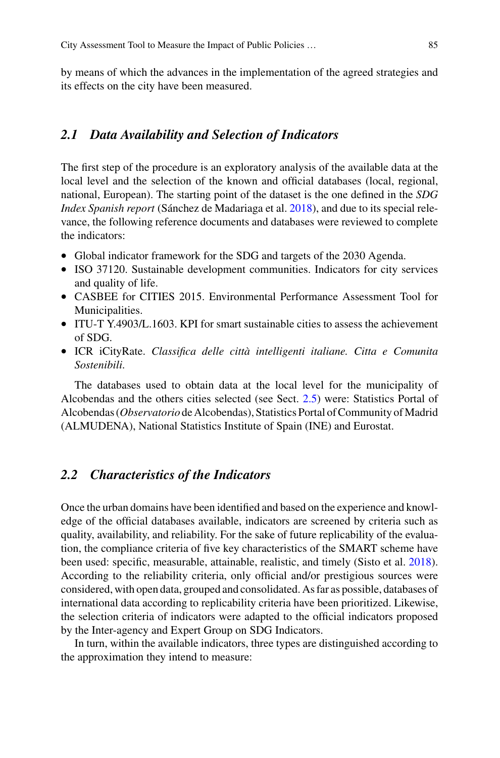by means of which the advances in the implementation of the agreed strategies and its effects on the city have been measured.

### *2.1 Data Availability and Selection of Indicators*

The first step of the procedure is an exploratory analysis of the available data at the local level and the selection of the known and official databases (local, regional, national, European). The starting point of the dataset is the one defined in the *SDG Index Spanish report* (Sánchez de Madariaga et al. 2018), and due to its special relevance, the following reference documents and databases were reviewed to complete the indicators:

- Global indicator framework for the SDG and targets of the 2030 Agenda.
- ISO 37120. Sustainable development communities. Indicators for city services and quality of life.
- CASBEE for CITIES 2015. Environmental Performance Assessment Tool for Municipalities.
- ITU-T Y.4903/L.1603. KPI for smart sustainable cities to assess the achievement of SDG.
- ICR iCityRate. *Classifica delle città intelligenti italiane. Citta e Comunita Sostenibili.*

The databases used to obtain data at the local level for the municipality of Alcobendas and the others cities selected (see Sect. 2.5) were: Statistics Portal of Alcobendas (*Observatorio* de Alcobendas), Statistics Portal of Community of Madrid (ALMUDENA), National Statistics Institute of Spain (INE) and Eurostat.

### *2.2 Characteristics of the Indicators*

Once the urban domains have been identified and based on the experience and knowledge of the official databases available, indicators are screened by criteria such as quality, availability, and reliability. For the sake of future replicability of the evaluation, the compliance criteria of five key characteristics of the SMART scheme have been used: specific, measurable, attainable, realistic, and timely (Sisto et al. 2018). According to the reliability criteria, only official and/or prestigious sources were considered, with open data, grouped and consolidated. As far as possible, databases of international data according to replicability criteria have been prioritized. Likewise, the selection criteria of indicators were adapted to the official indicators proposed by the Inter-agency and Expert Group on SDG Indicators.

In turn, within the available indicators, three types are distinguished according to the approximation they intend to measure: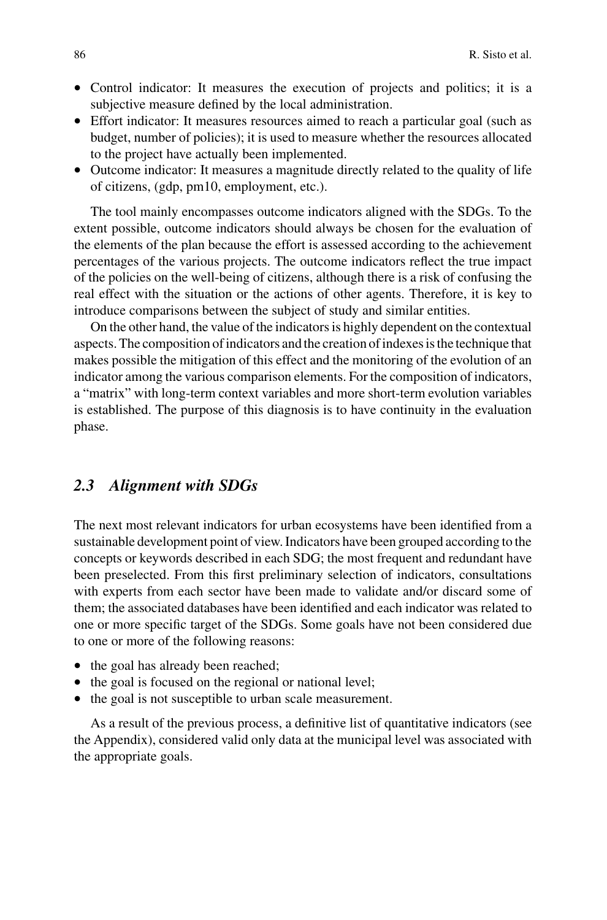- Control indicator: It measures the execution of projects and politics; it is a subjective measure defined by the local administration.
- Effort indicator: It measures resources aimed to reach a particular goal (such as budget, number of policies); it is used to measure whether the resources allocated to the project have actually been implemented.
- Outcome indicator: It measures a magnitude directly related to the quality of life of citizens, (gdp, pm10, employment, etc.).

The tool mainly encompasses outcome indicators aligned with the SDGs. To the extent possible, outcome indicators should always be chosen for the evaluation of the elements of the plan because the effort is assessed according to the achievement percentages of the various projects. The outcome indicators reflect the true impact of the policies on the well-being of citizens, although there is a risk of confusing the real effect with the situation or the actions of other agents. Therefore, it is key to introduce comparisons between the subject of study and similar entities.

On the other hand, the value of the indicators is highly dependent on the contextual aspects. The composition of indicators and the creation of indexes is the technique that makes possible the mitigation of this effect and the monitoring of the evolution of an indicator among the various comparison elements. For the composition of indicators, a "matrix" with long-term context variables and more short-term evolution variables is established. The purpose of this diagnosis is to have continuity in the evaluation phase.

## *2.3 Alignment with SDGs*

The next most relevant indicators for urban ecosystems have been identified from a sustainable development point of view. Indicators have been grouped according to the concepts or keywords described in each SDG; the most frequent and redundant have been preselected. From this first preliminary selection of indicators, consultations with experts from each sector have been made to validate and/or discard some of them; the associated databases have been identified and each indicator was related to one or more specific target of the SDGs. Some goals have not been considered due to one or more of the following reasons:

- the goal has already been reached;
- the goal is focused on the regional or national level;
- the goal is not susceptible to urban scale measurement.

As a result of the previous process, a definitive list of quantitative indicators (see the Appendix), considered valid only data at the municipal level was associated with the appropriate goals.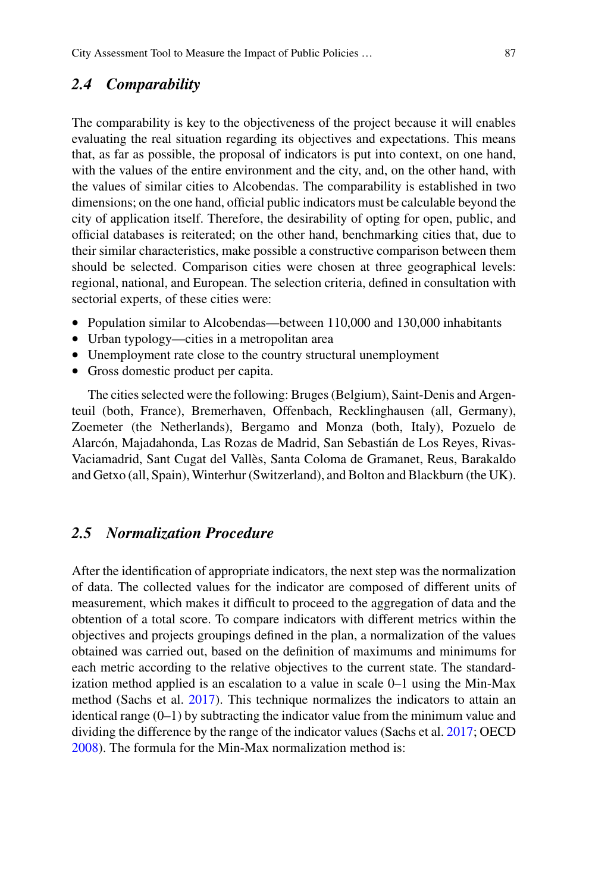### 2.4 Comparability

The comparability is key to the objectiveness of the project because it will enables evaluating the real situation regarding its objectives and expectations. This means that, as far as possible, the proposal of indicators is put into context, on one hand, with the values of the entire environment and the city, and, on the other hand, with the values of similar cities to Alcobendas. The comparability is established in two dimensions; on the one hand, official public indicators must be calculable beyond the city of application itself. Therefore, the desirability of opting for open, public, and official databases is reiterated; on the other hand, benchmarking cities that, due to their similar characteristics, make possible a constructive comparison between them should be selected. Comparison cities were chosen at three geographical levels: regional, national, and European. The selection criteria, defined in consultation with sectorial experts, of these cities were:

- Population similar to Alcobendas—between 110,000 and 130,000 inhabitants
- Urban typology—cities in a metropolitan area
- Unemployment rate close to the country structural unemployment
- Gross domestic product per capita.

The cities selected were the following: Bruges (Belgium), Saint-Denis and Argenteuil (both, France), Bremerhaven, Offenbach, Recklinghausen (all, Germany), Zoemeter (the Netherlands), Bergamo and Monza (both, Italy), Pozuelo de Alarcón, Majadahonda, Las Rozas de Madrid, San Sebastián de Los Reyes, Rivas-Vaciamadrid, Sant Cugat del Vallès, Santa Coloma de Gramanet, Reus, Barakaldo and Getxo (all, Spain), Winterhur (Switzerland), and Bolton and Blackburn (the UK).

### 2.5 Normalization Procedure

After the identification of appropriate indicators, the next step was the normalization of data. The collected values for the indicator are composed of different units of measurement, which makes it difficult to proceed to the aggregation of data and the obtention of a total score. To compare indicators with different metrics within the objectives and projects groupings defined in the plan, a normalization of the values obtained was carried out, based on the definition of maximums and minimums for each metric according to the relative objectives to the current state. The standardization method applied is an escalation to a value in scale 0–1 using the Min-Max method (Sachs et al. 2017). This technique normalizes the indicators to attain an identical range (0–1) by subtracting the indicator value from the minimum value and dividing the difference by the range of the indicator values (Sachs et al. 2017; OECD 2008). The formula for the Min-Max normalization method is: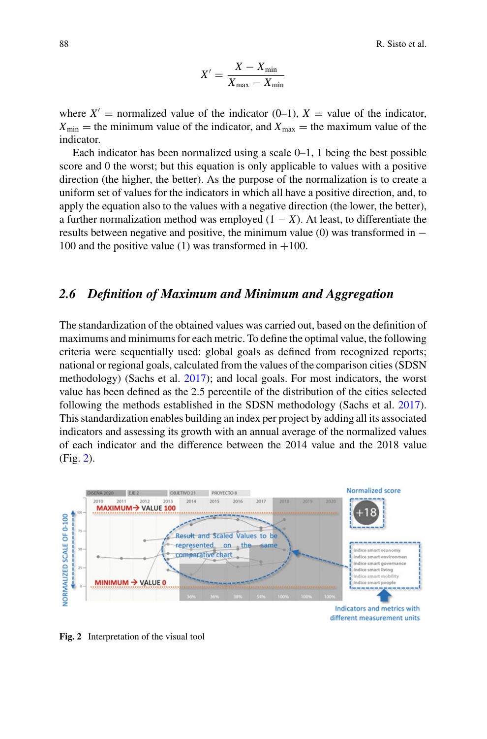$$X' = \frac{X - X_{\min}}{X_{\max} - X_{\min}}$$

where $X'$ = normalized value of the indicator (0–1), $X$ = value of the indicator, $X_{\min}$ = the minimum value of the indicator, and $X_{\max}$ = the maximum value of the indicator.

Each indicator has been normalized using a scale 0–1, 1 being the best possible score and 0 the worst; but this equation is only applicable to values with a positive direction (the higher, the better). As the purpose of the normalization is to create a uniform set of values for the indicators in which all have a positive direction, and, to apply the equation also to the values with a negative direction (the lower, the better), a further normalization method was employed $(1 - X)$. At least, to differentiate the results between negative and positive, the minimum value (0) was transformed in −100 and the positive value (1) was transformed in +100.

## 2.6 *Definition of Maximum and Minimum and Aggregation*

The standardization of the obtained values was carried out, based on the definition of maximums and minimums for each metric. To define the optimal value, the following criteria were sequentially used: global goals as defined from recognized reports; national or regional goals, calculated from the values of the comparison cities (SDSN methodology) (Sachs et al. 2017); and local goals. For most indicators, the worst value has been defined as the 2.5 percentile of the distribution of the cities selected following the methods established in the SDSN methodology (Sachs et al. 2017). This standardization enables building an index per project by adding all its associated indicators and assessing its growth with an annual average of the normalized values of each indicator and the difference between the 2014 value and the 2018 value (Fig. 2).

**Fig. 2** Interpretation of the visual tool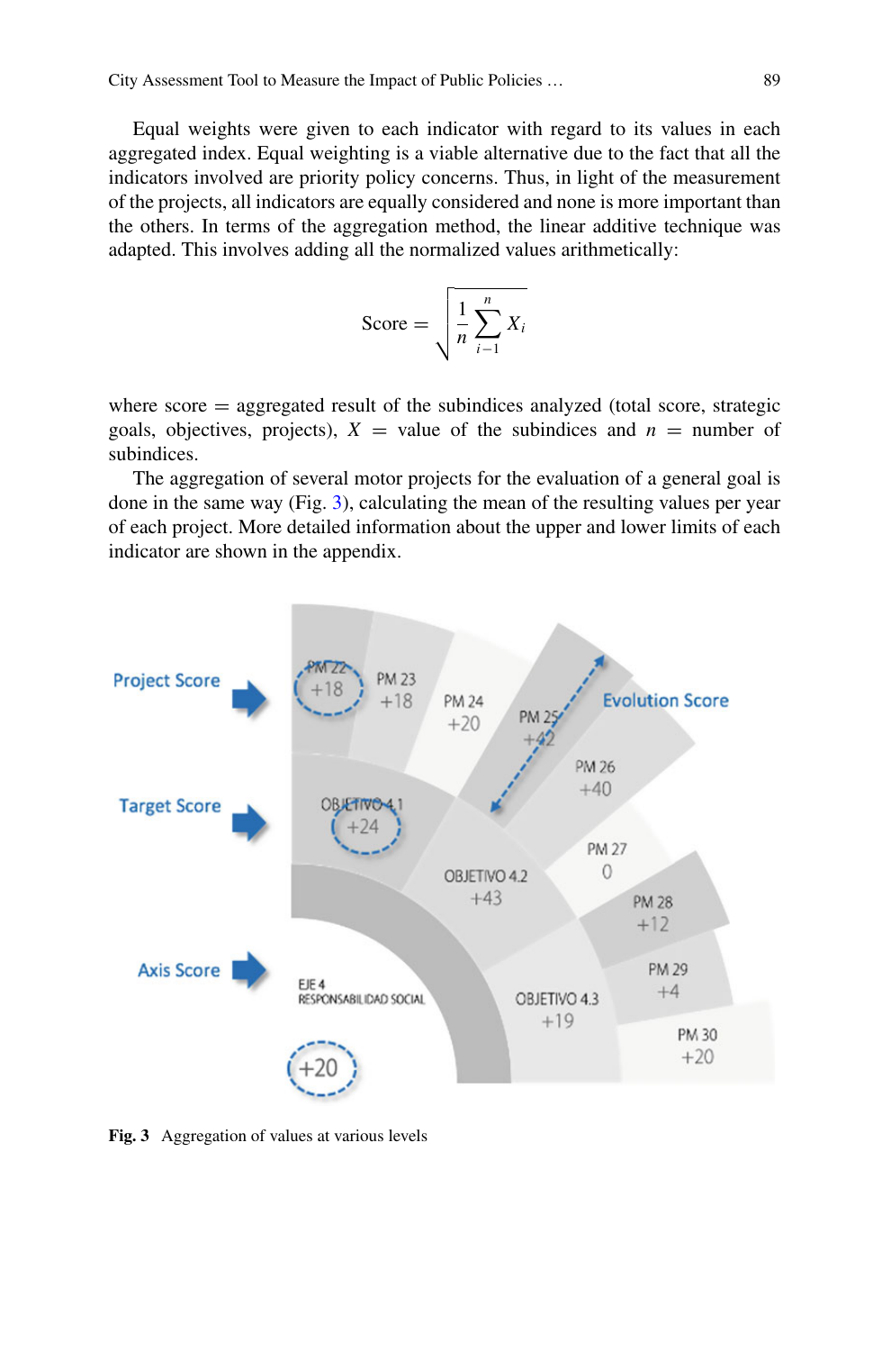Equal weights were given to each indicator with regard to its values in each aggregated index. Equal weighting is a viable alternative due to the fact that all the indicators involved are priority policy concerns. Thus, in light of the measurement of the projects, all indicators are equally considered and none is more important than the others. In terms of the aggregation method, the linear additive technique was adapted. This involves adding all the normalized values arithmetically:

$$\text{Score} = \sqrt{\frac{1}{n}\sum_{i-1}^{n} X_i}$$

where score = aggregated result of the subindices analyzed (total score, strategic goals, objectives, projects), $X$ = value of the subindices and $n$ = number of subindices.

The aggregation of several motor projects for the evaluation of a general goal is done in the same way (Fig. 3), calculating the mean of the resulting values per year of each project. More detailed information about the upper and lower limits of each indicator are shown in the appendix.

**Fig. 3** Aggregation of values at various levels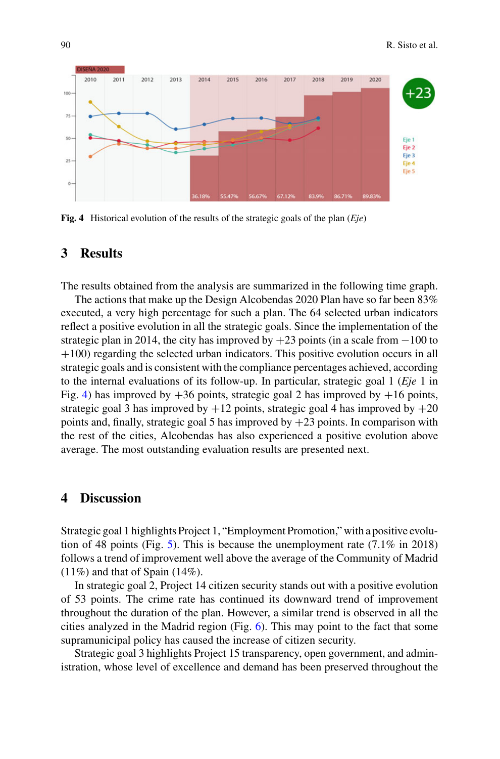Fig. 4 Historical evolution of the results of the strategic goals of the plan (*Eje*)

## 3 Results

The results obtained from the analysis are summarized in the following time graph.

The actions that make up the Design Alcobendas 2020 Plan have so far been 83% executed, a very high percentage for such a plan. The 64 selected urban indicators reflect a positive evolution in all the strategic goals. Since the implementation of the strategic plan in 2014, the city has improved by +23 points (in a scale from −100 to +100) regarding the selected urban indicators. This positive evolution occurs in all strategic goals and is consistent with the compliance percentages achieved, according to the internal evaluations of its follow-up. In particular, strategic goal 1 (*Eje* 1 in Fig. 4) has improved by +36 points, strategic goal 2 has improved by +16 points, strategic goal 3 has improved by +12 points, strategic goal 4 has improved by +20 points and, finally, strategic goal 5 has improved by +23 points. In comparison with the rest of the cities, Alcobendas has also experienced a positive evolution above average. The most outstanding evaluation results are presented next.

## 4 Discussion

Strategic goal 1 highlights Project 1, "Employment Promotion," with a positive evolution of 48 points (Fig. 5). This is because the unemployment rate (7.1% in 2018) follows a trend of improvement well above the average of the Community of Madrid (11%) and that of Spain (14%).

In strategic goal 2, Project 14 citizen security stands out with a positive evolution of 53 points. The crime rate has continued its downward trend of improvement throughout the duration of the plan. However, a similar trend is observed in all the cities analyzed in the Madrid region (Fig. 6). This may point to the fact that some supramunicipal policy has caused the increase of citizen security.

Strategic goal 3 highlights Project 15 transparency, open government, and administration, whose level of excellence and demand has been preserved throughout the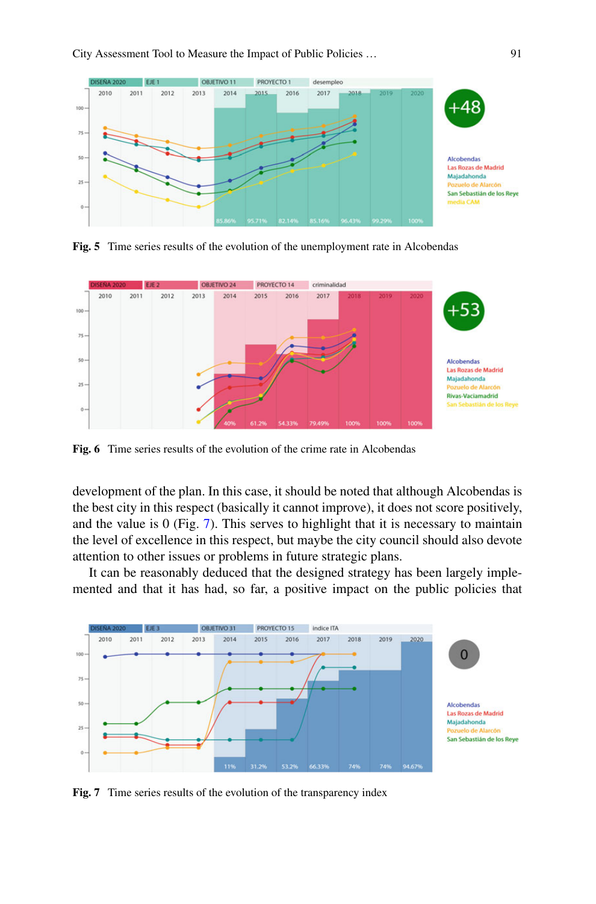Fig. 5 Time series results of the evolution of the unemployment rate in Alcobendas

Fig. 6 Time series results of the evolution of the crime rate in Alcobendas

development of the plan. In this case, it should be noted that although Alcobendas is the best city in this respect (basically it cannot improve), it does not score positively, and the value is 0 (Fig. 7). This serves to highlight that it is necessary to maintain the level of excellence in this respect, but maybe the city council should also devote attention to other issues or problems in future strategic plans.

It can be reasonably deduced that the designed strategy has been largely implemented and that it has had, so far, a positive impact on the public policies that

Fig. 7 Time series results of the evolution of the transparency index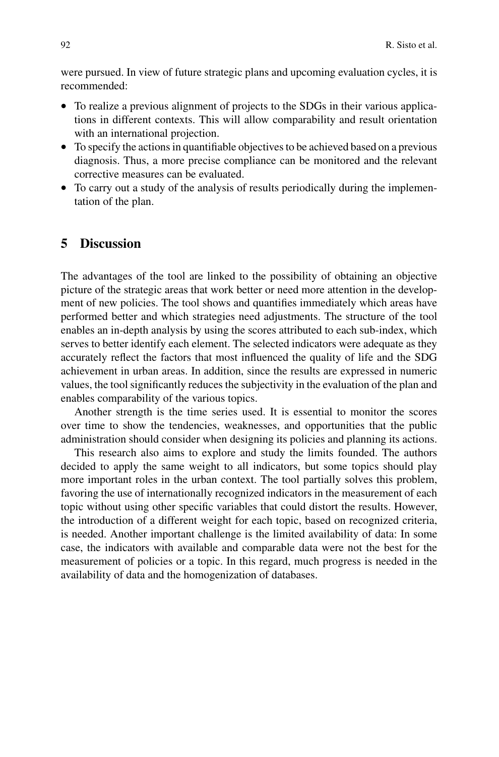were pursued. In view of future strategic plans and upcoming evaluation cycles, it is recommended:

- To realize a previous alignment of projects to the SDGs in their various applications in different contexts. This will allow comparability and result orientation with an international projection.
- To specify the actions in quantifiable objectives to be achieved based on a previous diagnosis. Thus, a more precise compliance can be monitored and the relevant corrective measures can be evaluated.
- To carry out a study of the analysis of results periodically during the implementation of the plan.

## 5 Discussion

The advantages of the tool are linked to the possibility of obtaining an objective picture of the strategic areas that work better or need more attention in the development of new policies. The tool shows and quantifies immediately which areas have performed better and which strategies need adjustments. The structure of the tool enables an in-depth analysis by using the scores attributed to each sub-index, which serves to better identify each element. The selected indicators were adequate as they accurately reflect the factors that most influenced the quality of life and the SDG achievement in urban areas. In addition, since the results are expressed in numeric values, the tool significantly reduces the subjectivity in the evaluation of the plan and enables comparability of the various topics.

Another strength is the time series used. It is essential to monitor the scores over time to show the tendencies, weaknesses, and opportunities that the public administration should consider when designing its policies and planning its actions.

This research also aims to explore and study the limits founded. The authors decided to apply the same weight to all indicators, but some topics should play more important roles in the urban context. The tool partially solves this problem, favoring the use of internationally recognized indicators in the measurement of each topic without using other specific variables that could distort the results. However, the introduction of a different weight for each topic, based on recognized criteria, is needed. Another important challenge is the limited availability of data: In some case, the indicators with available and comparable data were not the best for the measurement of policies or a topic. In this regard, much progress is needed in the availability of data and the homogenization of databases.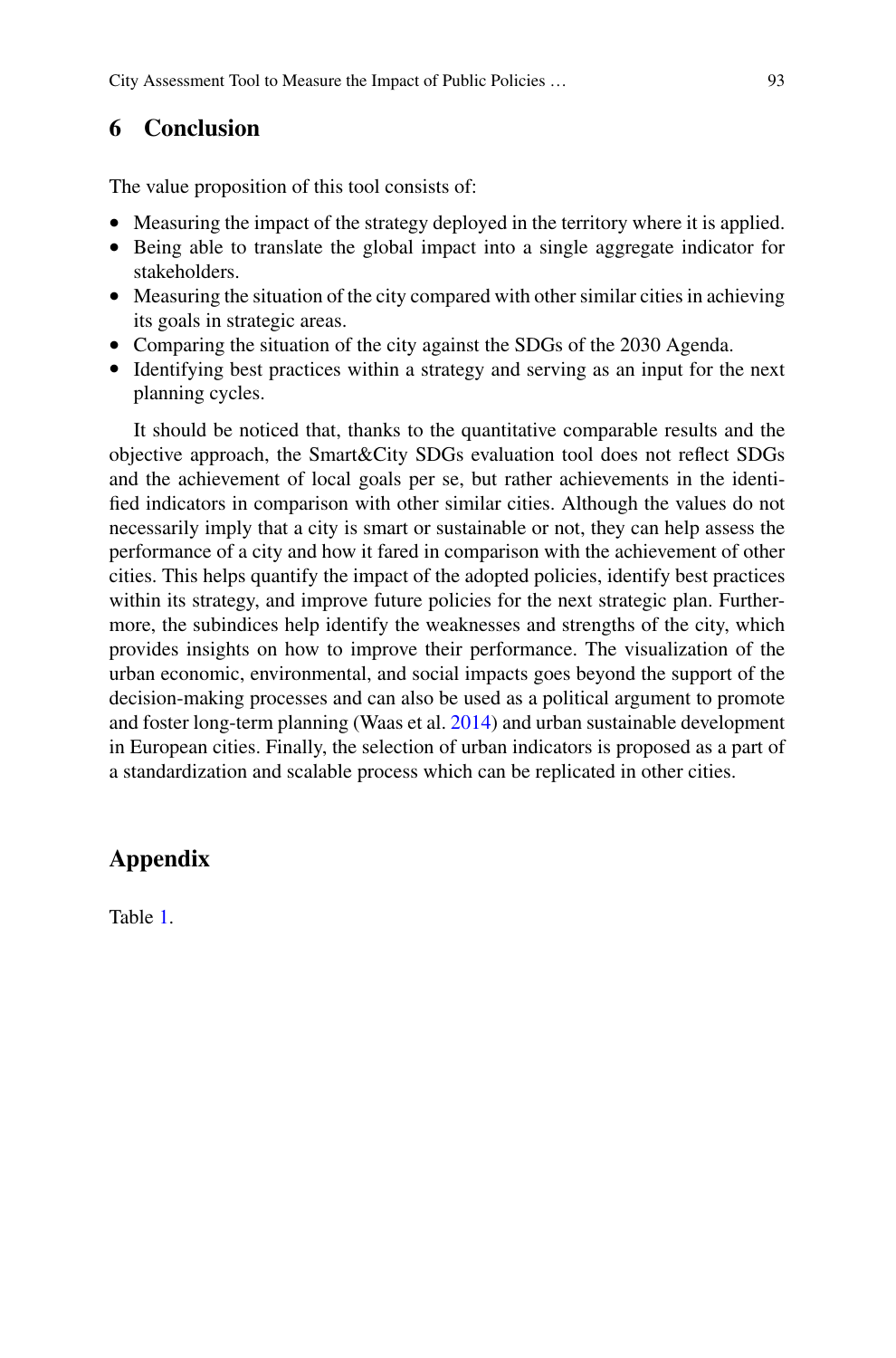## 6 Conclusion

The value proposition of this tool consists of:

- Measuring the impact of the strategy deployed in the territory where it is applied.
- Being able to translate the global impact into a single aggregate indicator for stakeholders.
- Measuring the situation of the city compared with other similar cities in achieving its goals in strategic areas.
- Comparing the situation of the city against the SDGs of the 2030 Agenda.
- Identifying best practices within a strategy and serving as an input for the next planning cycles.

It should be noticed that, thanks to the quantitative comparable results and the objective approach, the Smart&City SDGs evaluation tool does not reflect SDGs and the achievement of local goals per se, but rather achievements in the identified indicators in comparison with other similar cities. Although the values do not necessarily imply that a city is smart or sustainable or not, they can help assess the performance of a city and how it fared in comparison with the achievement of other cities. This helps quantify the impact of the adopted policies, identify best practices within its strategy, and improve future policies for the next strategic plan. Furthermore, the subindices help identify the weaknesses and strengths of the city, which provides insights on how to improve their performance. The visualization of the urban economic, environmental, and social impacts goes beyond the support of the decision-making processes and can also be used as a political argument to promote and foster long-term planning (Waas et al. 2014) and urban sustainable development in European cities. Finally, the selection of urban indicators is proposed as a part of a standardization and scalable process which can be replicated in other cities.

## Appendix

Table 1.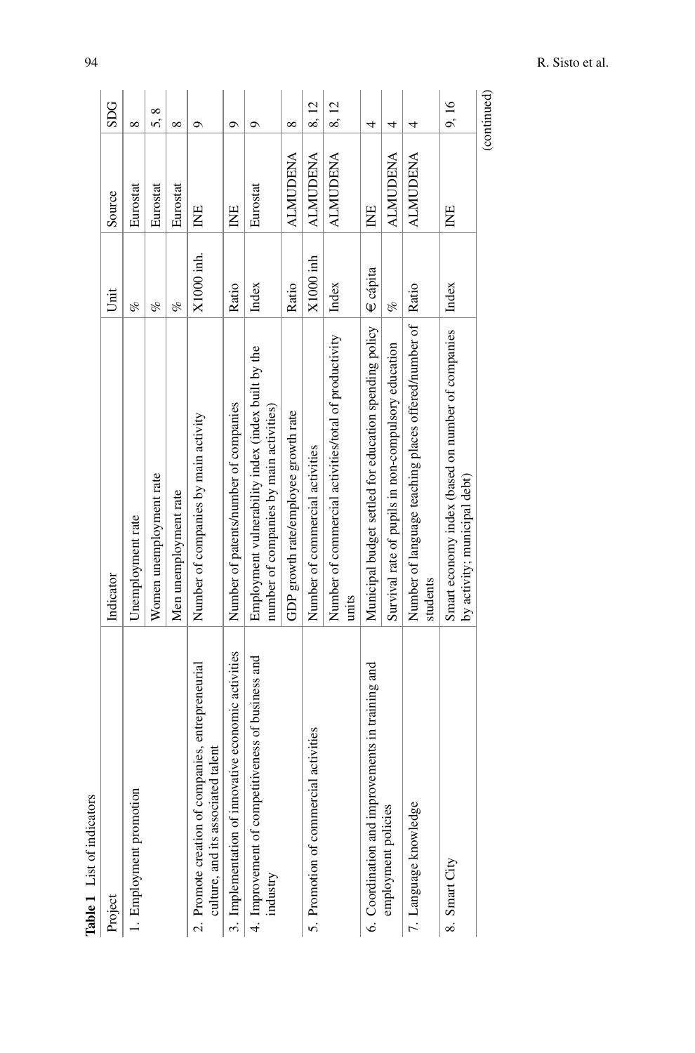**Table 1** List of indicators

| Project | Indicator | Unit | Source | SDG |
|---|---|---|---|---|
| 1. Employment promotion | Unemployment rate | % | Eurostat | 8 |
| | Women unemployment rate | % | Eurostat | 5, 8 |
| | Men unemployment rate | % | Eurostat | 8 |
| 2. Promote creation of companies, entrepreneurial culture, and its associated talent | Number of companies by main activity | X1000 inh. | INE | 9 |
| 3. Implementation of innovative economic activities | Number of patents/number of companies | Ratio | INE | 9 |
| 4. Improvement of competitiveness of business and industry | Employment vulnerability index (index built by the number of companies by main activities) | Index | Eurostat | 9 |
| | GDP growth rate/employee growth rate | Ratio | ALMUDENA | 8 |
| 5. Promotion of commercial activities | Number of commercial activities | X1000 inh | ALMUDENA | 8, 12 |
| | Number of commercial activities/total of productivity units | Index | ALMUDENA | 8, 12 |
| 6. Coordination and improvements in training and employment policies | Municipal budget settled for education spending policy | € cápita | INE | 4 |
| | Survival rate of pupils in non-compulsory education | % | ALMUDENA | 4 |
| 7. Language knowledge | Number of language teaching places offered/number of students | Ratio | ALMUDENA | 4 |
| 8. Smart City | Smart economy index (based on number of companies by activity; municipal debt) | Index | INE | 9, 16 |

(continued)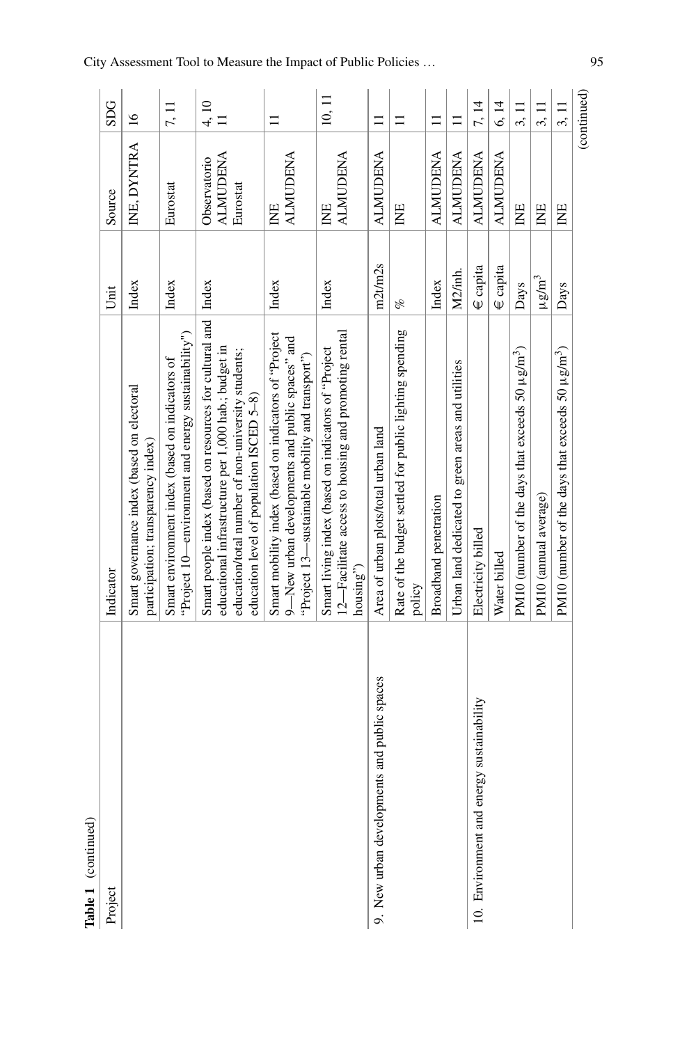**Table 1** (continued)

| Project | Indicator | Unit | Source | SDG |
|---|---|---|---|---|
| | Smart governance index (based on electoral participation; transparency index) | Index | INE, DYNTRA | 16 |
| | Smart environment index (based on indicators of "Project 10—environment and energy sustainability") | Index | Eurostat | 7, 11 |
| | Smart people index (based on resources for cultural and educational infrastructure per 1,000 hab.; budget in education/total number of non-university students; education level of population ISCED 5–8) | Index | Observatorio ALMUDENA Eurostat | 4, 10 11 |
| | Smart mobility index (based on indicators of "Project 9—New urban developments and public spaces" and "Project 13—sustainable mobility and transport") | Index | INE ALMUDENA | 11 |
| | Smart living index (based on indicators of "Project 12—Facilitate access to housing and promoting rental housing") | Index | INE ALMUDENA | 10, 11 |
| 9. New urban developments and public spaces | Area of urban plots/total urban land | m2t/m2s | ALMUDENA | 11 |
| | Rate of the budget settled for public lighting spending policy | % | INE | 11 |
| | Broadband penetration | Index | ALMUDENA | 11 |
| | Urban land dedicated to green areas and utilities | M2/inh. | ALMUDENA | 11 |
| 10. Environment and energy sustainability | Electricity billed | € capita | ALMUDENA | 7, 14 |
| | Water billed | € capita | ALMUDENA | 6, 14 |
| | PM10 (number of the days that exceeds 50 $\mu g/m^3$) | Days | INE | 3, 11 |
| | PM10 (annual average) | $\mu g/m^3$ | INE | 3, 11 |
| | PM10 (number of the days that exceeds 50 $\mu g/m^3$) | Days | INE | 3, 11 |

(continued)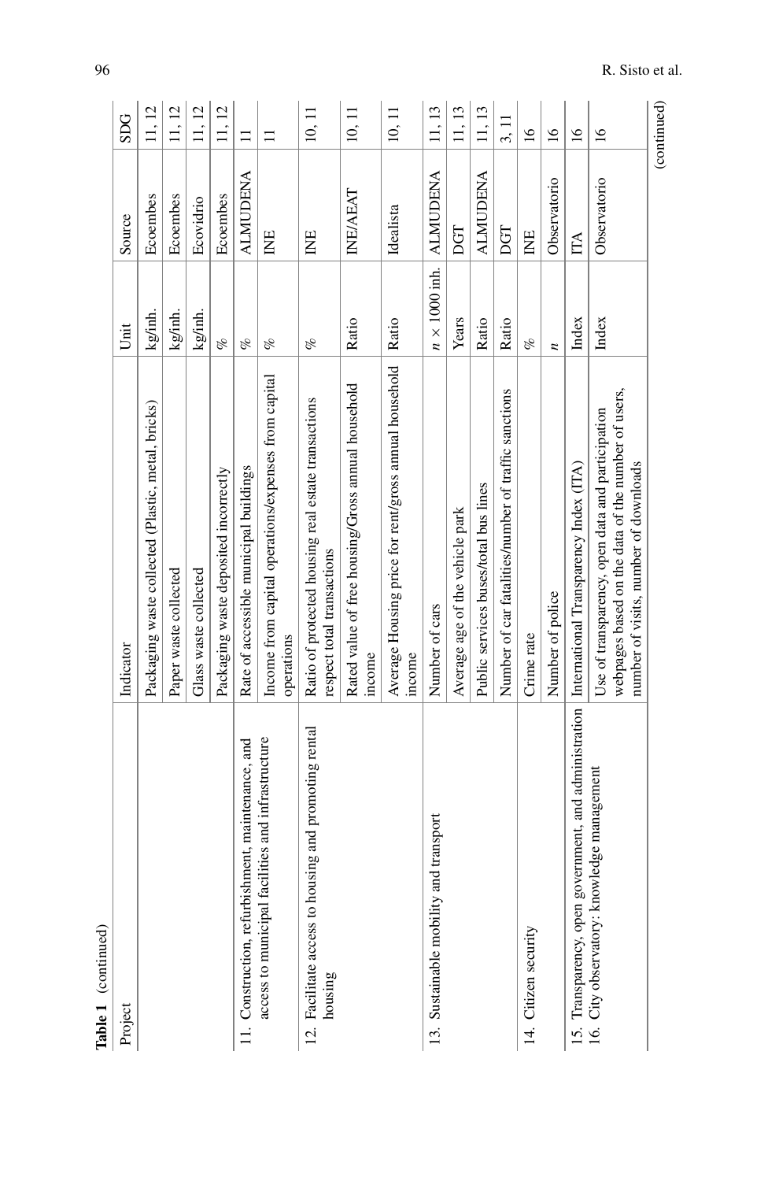**Table 1** (continued)

| Project | Indicator | Unit | Source | SDG |
|---|---|---|---|---|
| | Packaging waste collected (Plastic, metal, bricks) | kg/inh. | Ecoembes | 11, 12 |
| | Paper waste collected | kg/inh. | Ecoembes | 11, 12 |
| | Glass waste collected | kg/inh. | Ecovidrio | 11, 12 |
| | Packaging waste deposited incorrectly | % | Ecoembes | 11, 12 |
| 11. Construction, refurbishment, maintenance, and access to municipal facilities and infrastructure | Rate of accessible municipal buildings | % | ALMUDENA | 11 |
| | Income from capital operations/expenses from capital operations | % | INE | 11 |
| 12. Facilitate access to housing and promoting rental housing | Ratio of protected housing real estate transactions respect total transactions | % | INE | 10, 11 |
| | Rated value of free housing/Gross annual household income | Ratio | INE/AEAT | 10, 11 |
| | Average Housing price for rent/gross annual household income | Ratio | Idealista | 10, 11 |
| 13. Sustainable mobility and transport | Number of cars | $n \times 1000$ inh. | ALMUDENA | 11, 13 |
| | Average age of the vehicle park | Years | DGT | 11, 13 |
| | Public services buses/total bus lines | Ratio | ALMUDENA | 11, 13 |
| | Number of car fatalities/number of traffic sanctions | Ratio | DGT | 3, 11 |
| 14. Citizen security | Crime rate | % | INE | 16 |
| | Number of police | $n$ | Observatorio | 16 |
| 15. Transparency, open government, and administration | International Transparency Index (ITA) | Index | ITA | 16 |
| 16. City observatory: knowledge management | Use of transparency, open data and participation webpages based on the data of the number of users, number of visits, number of downloads | Index | Observatorio | 16 |

(continued)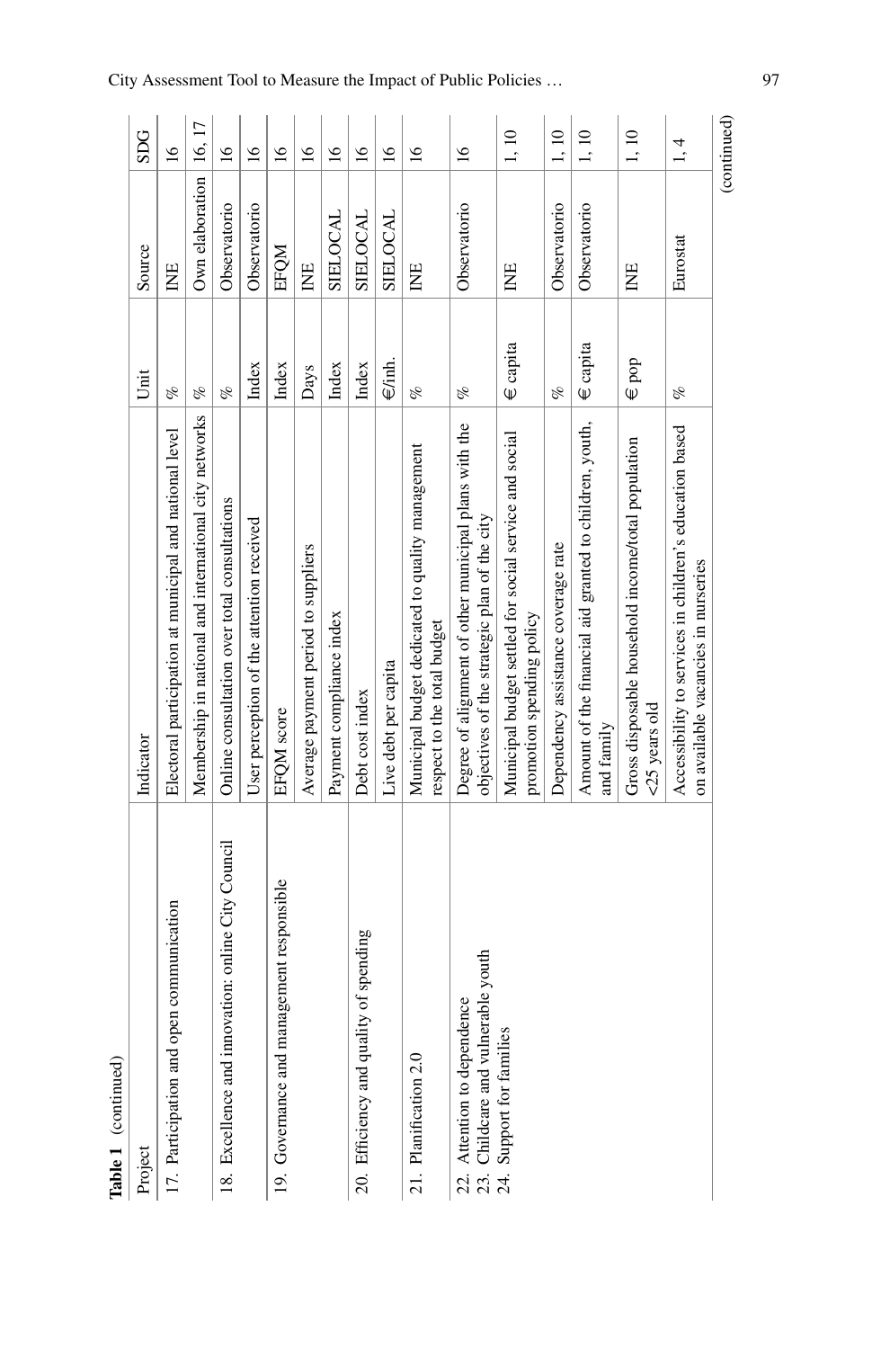**Table 1** (continued)

| Project | Indicator | Unit | Source | SDG |
|---|---|---|---|---|
| 17. Participation and open communication | Electoral participation at municipal and national level | % | INE | 16 |
| | Membership in national and international city networks | % | Own elaboration | 16, 17 |
| 18. Excellence and innovation: online City Council | Online consultation over total consultations | % | Observatorio | 16 |
| | User perception of the attention received | Index | Observatorio | 16 |
| 19. Governance and management responsible | EFQM score | Index | EFQM | 16 |
| | Average payment period to suppliers | Days | INE | 16 |
| | Payment compliance index | Index | SIELOCAL | 16 |
| 20. Efficiency and quality of spending | Debt cost index | Index | SIELOCAL | 16 |
| | Live debt per capita | €/inh. | SIELOCAL | 16 |
| 21. Planification 2.0 | Municipal budget dedicated to quality management respect to the total budget | % | INE | 16 |
| | Degree of alignment of other municipal plans with the objectives of the strategic plan of the city | % | Observatorio | 16 |
| 22. Attention to dependence<br>23. Childcare and vulnerable youth<br>24. Support for families | Municipal budget settled for social service and social promotion spending policy | € capita | INE | 1, 10 |
| | Dependency assistance coverage rate | % | Observatorio | 1, 10 |
| | Amount of the financial aid granted to children, youth, and family | € capita | Observatorio | 1, 10 |
| | Gross disposable household income/total population <25 years old | € pop | INE | 1, 10 |
| | Accessibility to services in children's education based on available vacancies in nurseries | % | Eurostat | 1, 4 |

(continued)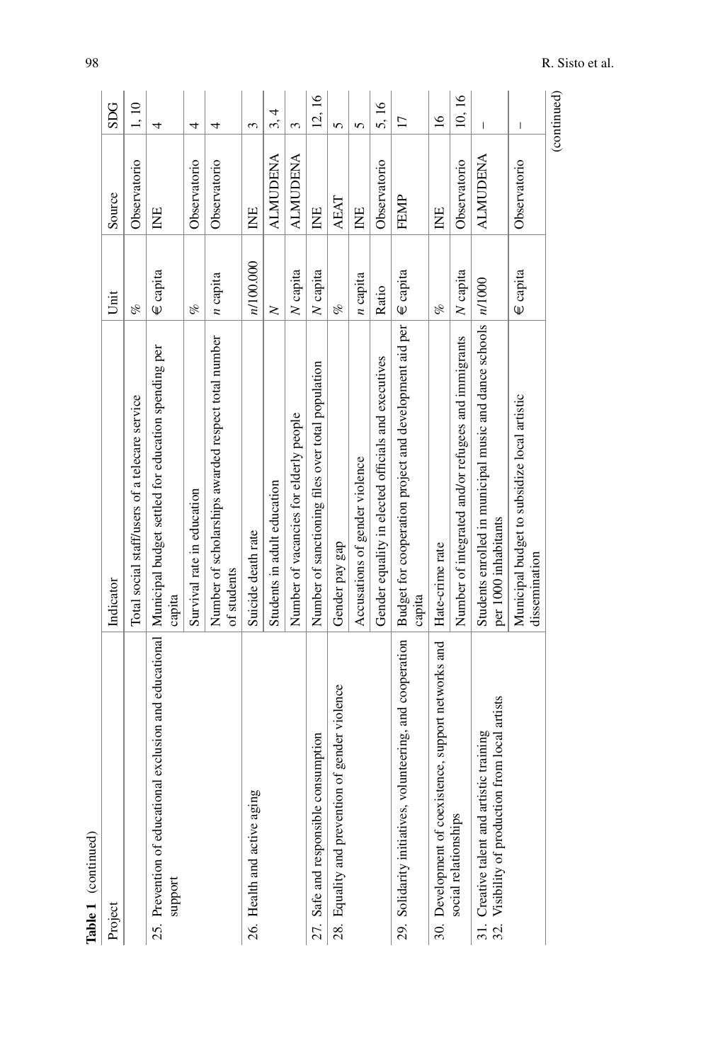**Table 1** (continued)

| Project | Indicator | Unit | Source | SDG |
|---|---|---|---|---|
| | Total social staff/users of a telecare service | % | Observatorio | 1, 10 |
| 25. Prevention of educational exclusion and educational support | Municipal budget settled for education spending per capita | € capita | INE | 4 |
| | Survival rate in education | % | Observatorio | 4 |
| | Number of scholarships awarded respect total number of students | *n* capita | Observatorio | 4 |
| 26. Health and active aging | Suicide death rate | *n*/100.000 | INE | 3 |
| | Students in adult education | *N* | ALMUDENA | 3, 4 |
| | Number of vacancies for elderly people | *N* capita | ALMUDENA | 3 |
| 27. Safe and responsible consumption | Number of sanctioning files over total population | *N* capita | INE | 12, 16 |
| 28. Equality and prevention of gender violence | Gender pay gap | % | AEAT | 5 |
| | Accusations of gender violence | *n* capita | INE | 5 |
| | Gender equality in elected officials and executives | Ratio | Observatorio | 5, 16 |
| 29. Solidarity initiatives, volunteering, and cooperation | Budget for cooperation project and development aid per capita | € capita | FEMP | 17 |
| 30. Development of coexistence, support networks and social relationships | Hate-crime rate | % | INE | 16 |
| | Number of integrated and/or refugees and immigrants | *N* capita | Observatorio | 10, 16 |
| 31. Creative talent and artistic training<br>32. Visibility of production from local artists | Students enrolled in municipal music and dance schools per 1000 inhabitants | *n*/1000 | ALMUDENA | – |
| | Municipal budget to subsidize local artistic dissemination | € capita | Observatorio | – |

(continued)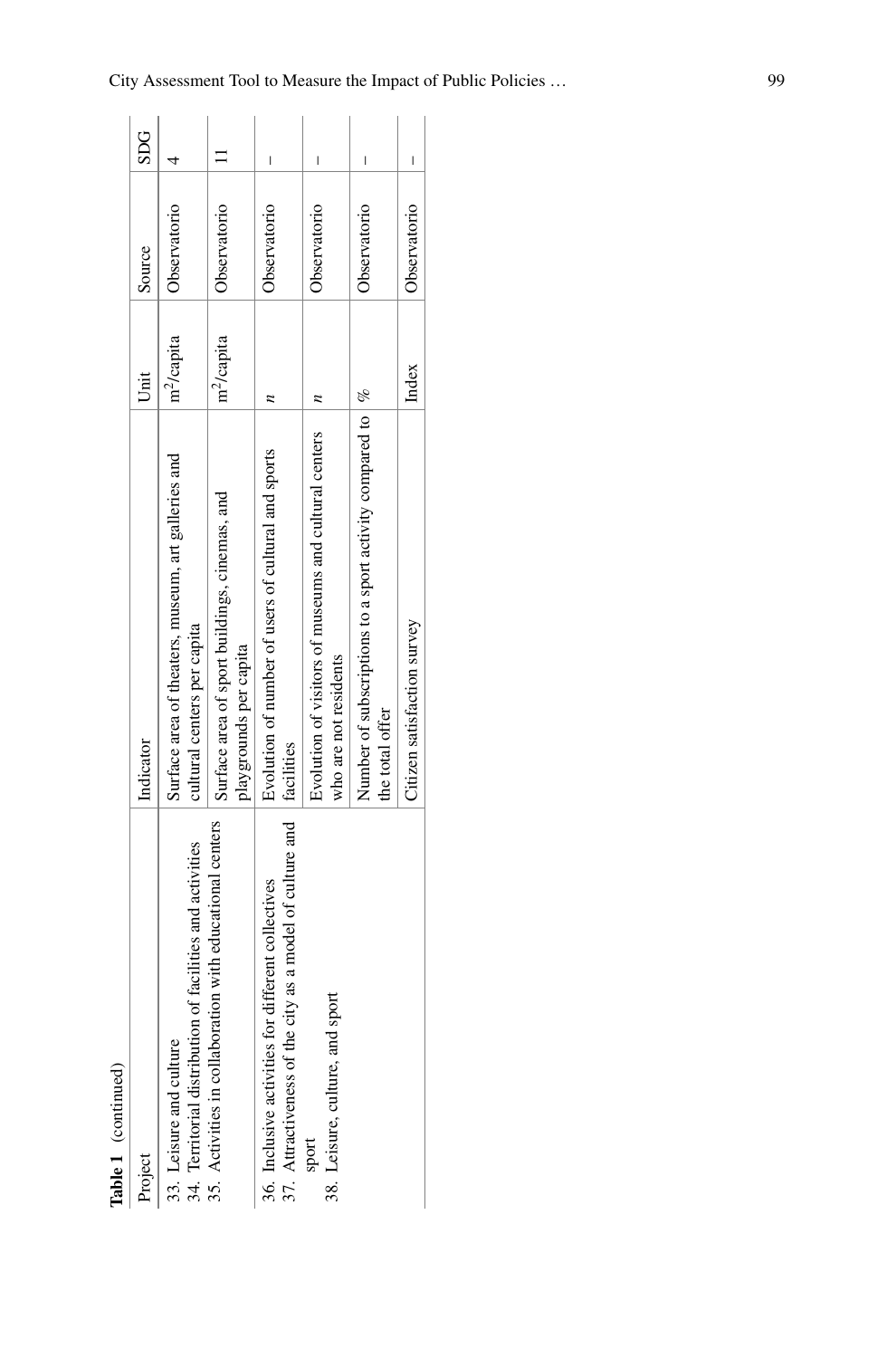**Table 1** (continued)

| Project | Indicator | Unit | Source | SDG |
|---|---|---|---|---|
| 33. Leisure and culture<br>34. Territorial distribution of facilities and activities | Surface area of theaters, museum, art galleries and cultural centers per capita | $m^2$/capita | Observatorio | 4 |
| 35. Activities in collaboration with educational centers | Surface area of sport buildings, cinemas, and playgrounds per capita | $m^2$/capita | Observatorio | 11 |
| 36. Inclusive activities for different collectives<br>37. Attractiveness of the city as a model of culture and sport<br>38. Leisure, culture, and sport | Evolution of number of users of cultural and sports facilities | *n* | Observatorio | – |
| | Evolution of visitors of museums and cultural centers who are not residents | *n* | Observatorio | – |
| | Number of subscriptions to a sport activity compared to the total offer | % | Observatorio | – |
| | Citizen satisfaction survey | Index | Observatorio | – |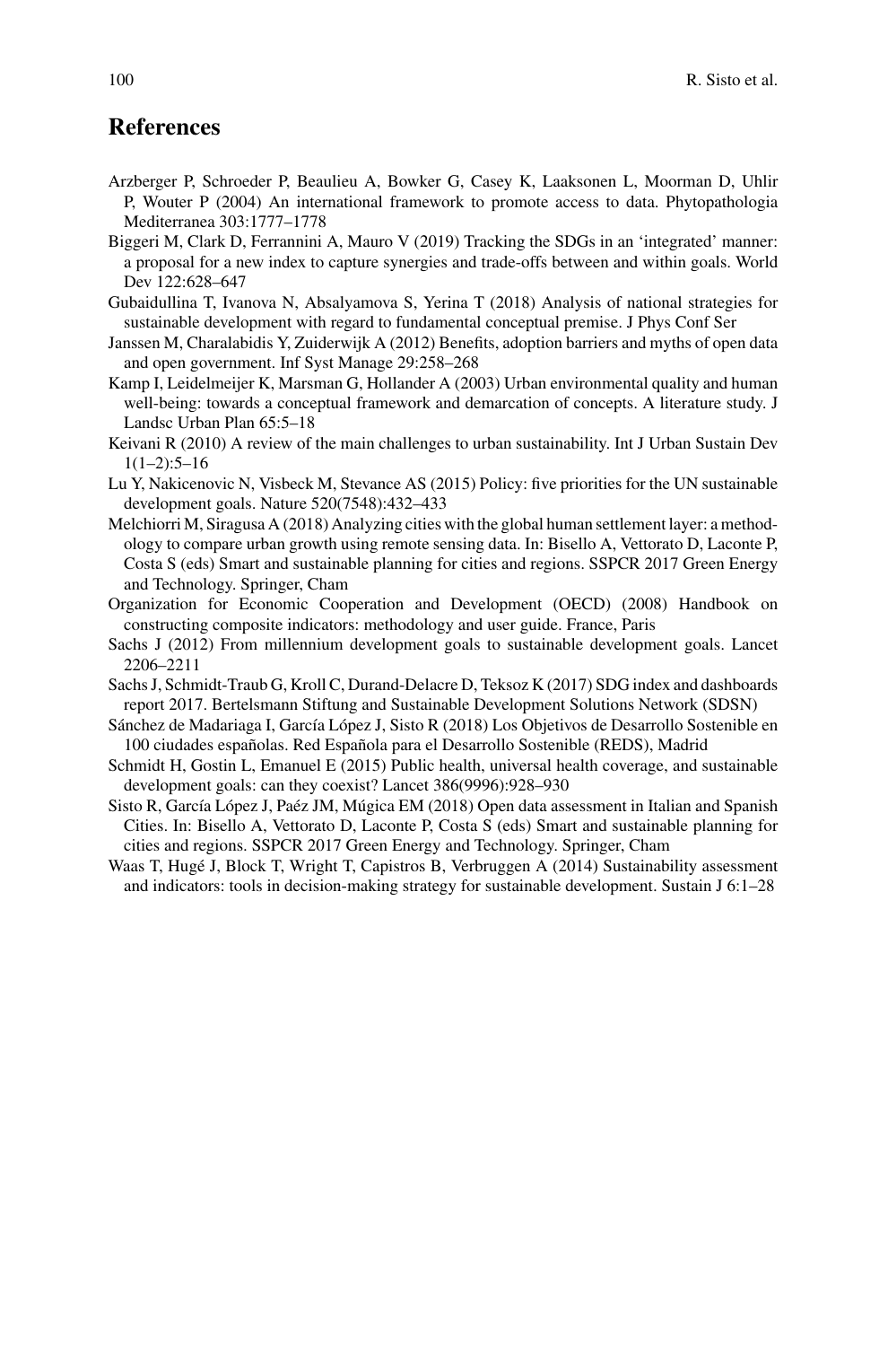## References

Arzberger P, Schroeder P, Beaulieu A, Bowker G, Casey K, Laaksonen L, Moorman D, Uhlir P, Wouter P (2004) An international framework to promote access to data. Phytopathologia Mediterranea 303:1777–1778

Biggeri M, Clark D, Ferrannini A, Mauro V (2019) Tracking the SDGs in an 'integrated' manner: a proposal for a new index to capture synergies and trade-offs between and within goals. World Dev 122:628–647

Gubaidullina T, Ivanova N, Absalyamova S, Yerina T (2018) Analysis of national strategies for sustainable development with regard to fundamental conceptual premise. J Phys Conf Ser

Janssen M, Charalabidis Y, Zuiderwijk A (2012) Benefits, adoption barriers and myths of open data and open government. Inf Syst Manage 29:258–268

Kamp I, Leidelmeijer K, Marsman G, Hollander A (2003) Urban environmental quality and human well-being: towards a conceptual framework and demarcation of concepts. A literature study. J Landsc Urban Plan 65:5–18

Keivani R (2010) A review of the main challenges to urban sustainability. Int J Urban Sustain Dev 1(1–2):5–16

Lu Y, Nakicenovic N, Visbeck M, Stevance AS (2015) Policy: five priorities for the UN sustainable development goals. Nature 520(7548):432–433

Melchiorri M, Siragusa A (2018) Analyzing cities with the global human settlement layer: a methodology to compare urban growth using remote sensing data. In: Bisello A, Vettorato D, Laconte P, Costa S (eds) Smart and sustainable planning for cities and regions. SSPCR 2017 Green Energy and Technology. Springer, Cham

Organization for Economic Cooperation and Development (OECD) (2008) Handbook on constructing composite indicators: methodology and user guide. France, Paris

Sachs J (2012) From millennium development goals to sustainable development goals. Lancet 2206–2211

Sachs J, Schmidt-Traub G, Kroll C, Durand-Delacre D, Teksoz K (2017) SDG index and dashboards report 2017. Bertelsmann Stiftung and Sustainable Development Solutions Network (SDSN)

Sánchez de Madariaga I, García López J, Sisto R (2018) Los Objetivos de Desarrollo Sostenible en 100 ciudades españolas. Red Española para el Desarrollo Sostenible (REDS), Madrid

Schmidt H, Gostin L, Emanuel E (2015) Public health, universal health coverage, and sustainable development goals: can they coexist? Lancet 386(9996):928–930

Sisto R, García López J, Paéz JM, Múgica EM (2018) Open data assessment in Italian and Spanish Cities. In: Bisello A, Vettorato D, Laconte P, Costa S (eds) Smart and sustainable planning for cities and regions. SSPCR 2017 Green Energy and Technology. Springer, Cham

Waas T, Hugé J, Block T, Wright T, Capistros B, Verbruggen A (2014) Sustainability assessment and indicators: tools in decision-making strategy for sustainable development. Sustain J 6:1–28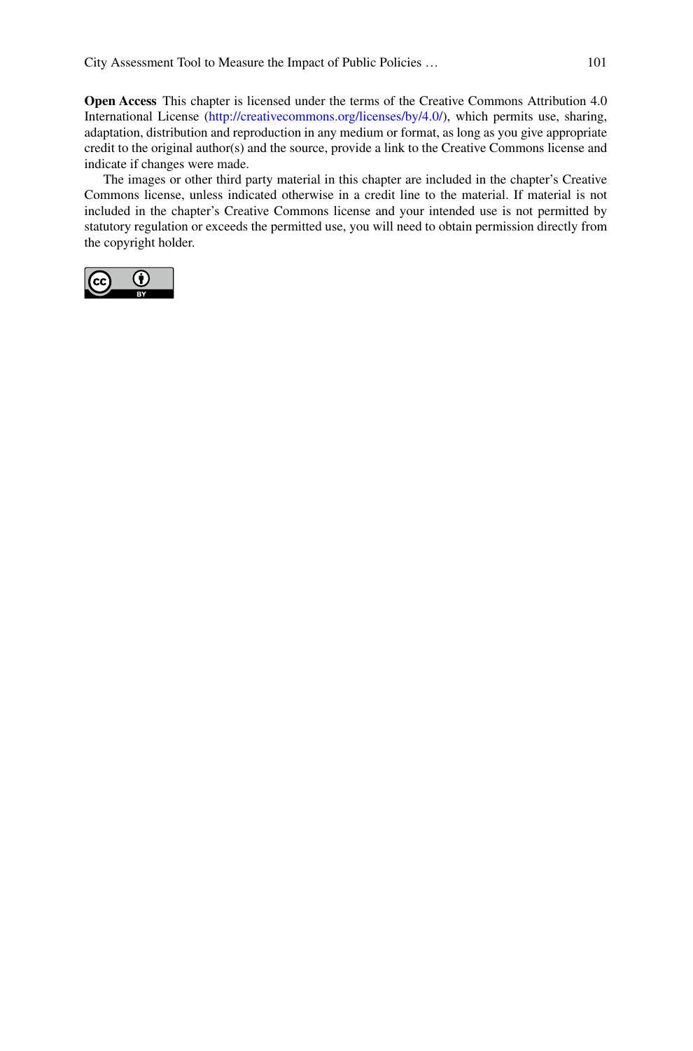**Open Access** This chapter is licensed under the terms of the Creative Commons Attribution 4.0 International License (http://creativecommons.org/licenses/by/4.0/), which permits use, sharing, adaptation, distribution and reproduction in any medium or format, as long as you give appropriate credit to the original author(s) and the source, provide a link to the Creative Commons license and indicate if changes were made.

The images or other third party material in this chapter are included in the chapter's Creative Commons license, unless indicated otherwise in a credit line to the material. If material is not included in the chapter's Creative Commons license and your intended use is not permitted by statutory regulation or exceeds the permitted use, you will need to obtain permission directly from the copyright holder.